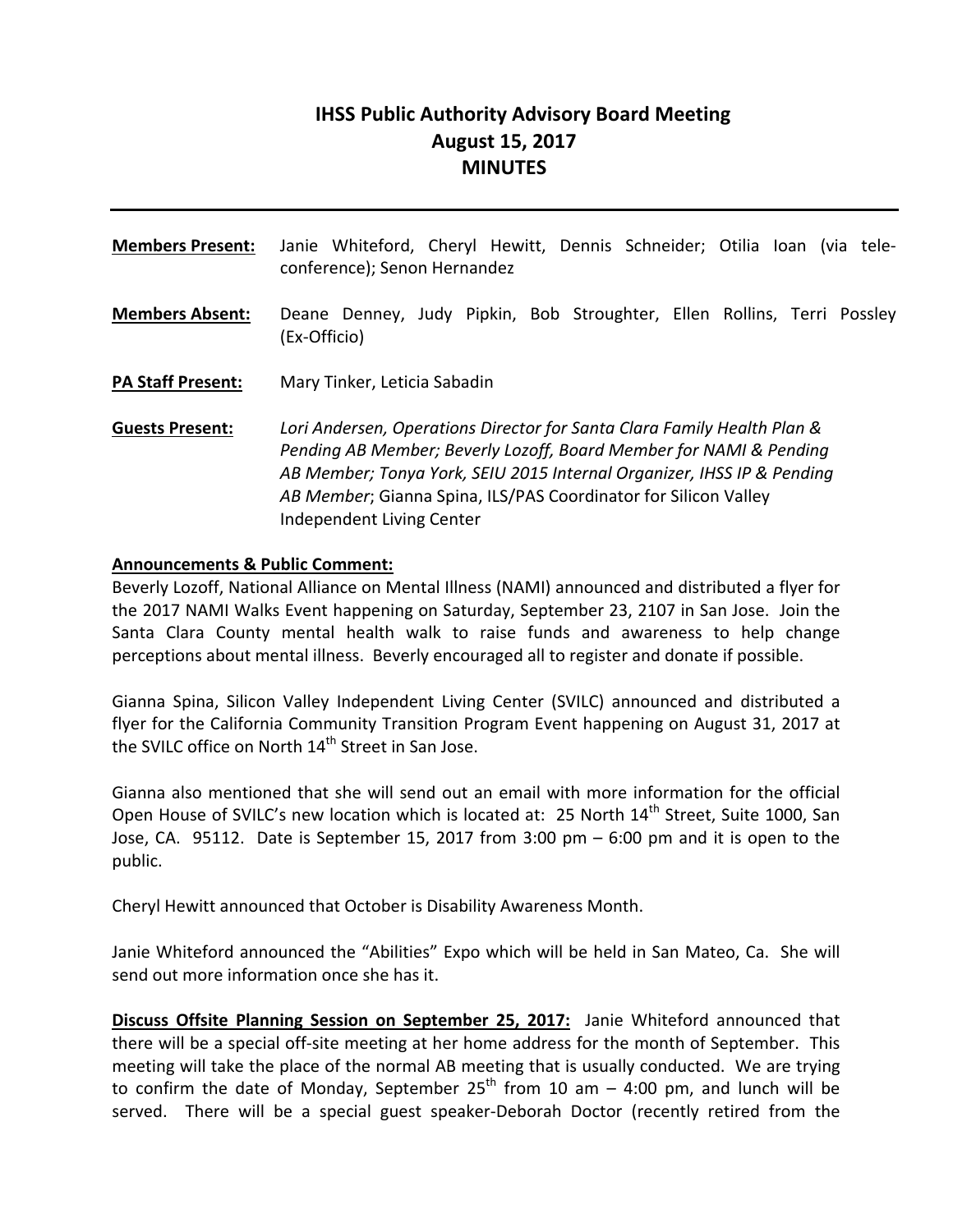# IHSS Public Authority Advisory Board Meeting
## August 15, 2017
## MINUTES

---

**Members Present:** Janie Whiteford, Cheryl Hewitt, Dennis Schneider; Otilia Ioan (via tele-conference); Senon Hernandez

**Members Absent:** Deane Denney, Judy Pipkin, Bob Stroughter, Ellen Rollins, Terri Possley (Ex-Officio)

**PA Staff Present:** Mary Tinker, Leticia Sabadin

**Guests Present:** *Lori Andersen, Operations Director for Santa Clara Family Health Plan & Pending AB Member; Beverly Lozoff, Board Member for NAMI & Pending AB Member; Tonya York, SEIU 2015 Internal Organizer, IHSS IP & Pending AB Member*; Gianna Spina, ILS/PAS Coordinator for Silicon Valley Independent Living Center

**Announcements & Public Comment:**

Beverly Lozoff, National Alliance on Mental Illness (NAMI) announced and distributed a flyer for the 2017 NAMI Walks Event happening on Saturday, September 23, 2107 in San Jose. Join the Santa Clara County mental health walk to raise funds and awareness to help change perceptions about mental illness. Beverly encouraged all to register and donate if possible.

Gianna Spina, Silicon Valley Independent Living Center (SVILC) announced and distributed a flyer for the California Community Transition Program Event happening on August 31, 2017 at the SVILC office on North 14th Street in San Jose.

Gianna also mentioned that she will send out an email with more information for the official Open House of SVILC's new location which is located at: 25 North 14th Street, Suite 1000, San Jose, CA. 95112. Date is September 15, 2017 from 3:00 pm – 6:00 pm and it is open to the public.

Cheryl Hewitt announced that October is Disability Awareness Month.

Janie Whiteford announced the "Abilities" Expo which will be held in San Mateo, Ca. She will send out more information once she has it.

**Discuss Offsite Planning Session on September 25, 2017:** Janie Whiteford announced that there will be a special off-site meeting at her home address for the month of September. This meeting will take the place of the normal AB meeting that is usually conducted. We are trying to confirm the date of Monday, September 25th from 10 am – 4:00 pm, and lunch will be served. There will be a special guest speaker-Deborah Doctor (recently retired from the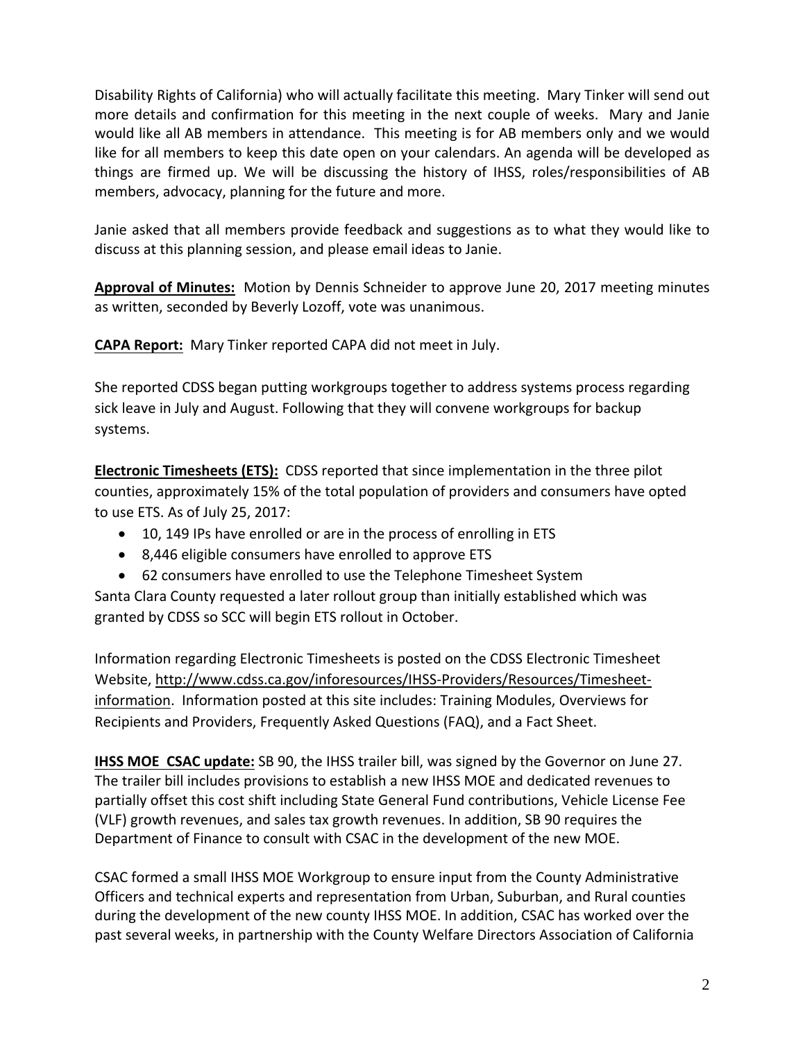Disability Rights of California) who will actually facilitate this meeting. Mary Tinker will send out more details and confirmation for this meeting in the next couple of weeks. Mary and Janie would like all AB members in attendance. This meeting is for AB members only and we would like for all members to keep this date open on your calendars. An agenda will be developed as things are firmed up. We will be discussing the history of IHSS, roles/responsibilities of AB members, advocacy, planning for the future and more.

Janie asked that all members provide feedback and suggestions as to what they would like to discuss at this planning session, and please email ideas to Janie.

**Approval of Minutes:** Motion by Dennis Schneider to approve June 20, 2017 meeting minutes as written, seconded by Beverly Lozoff, vote was unanimous.

**CAPA Report:** Mary Tinker reported CAPA did not meet in July.

She reported CDSS began putting workgroups together to address systems process regarding sick leave in July and August. Following that they will convene workgroups for backup systems.

**Electronic Timesheets (ETS):** CDSS reported that since implementation in the three pilot counties, approximately 15% of the total population of providers and consumers have opted to use ETS. As of July 25, 2017:

- 10, 149 IPs have enrolled or are in the process of enrolling in ETS
- 8,446 eligible consumers have enrolled to approve ETS
- 62 consumers have enrolled to use the Telephone Timesheet System

Santa Clara County requested a later rollout group than initially established which was granted by CDSS so SCC will begin ETS rollout in October.

Information regarding Electronic Timesheets is posted on the CDSS Electronic Timesheet Website, http://www.cdss.ca.gov/inforesources/IHSS-Providers/Resources/Timesheet-information. Information posted at this site includes: Training Modules, Overviews for Recipients and Providers, Frequently Asked Questions (FAQ), and a Fact Sheet.

**IHSS MOE CSAC update:** SB 90, the IHSS trailer bill, was signed by the Governor on June 27. The trailer bill includes provisions to establish a new IHSS MOE and dedicated revenues to partially offset this cost shift including State General Fund contributions, Vehicle License Fee (VLF) growth revenues, and sales tax growth revenues. In addition, SB 90 requires the Department of Finance to consult with CSAC in the development of the new MOE.

CSAC formed a small IHSS MOE Workgroup to ensure input from the County Administrative Officers and technical experts and representation from Urban, Suburban, and Rural counties during the development of the new county IHSS MOE. In addition, CSAC has worked over the past several weeks, in partnership with the County Welfare Directors Association of California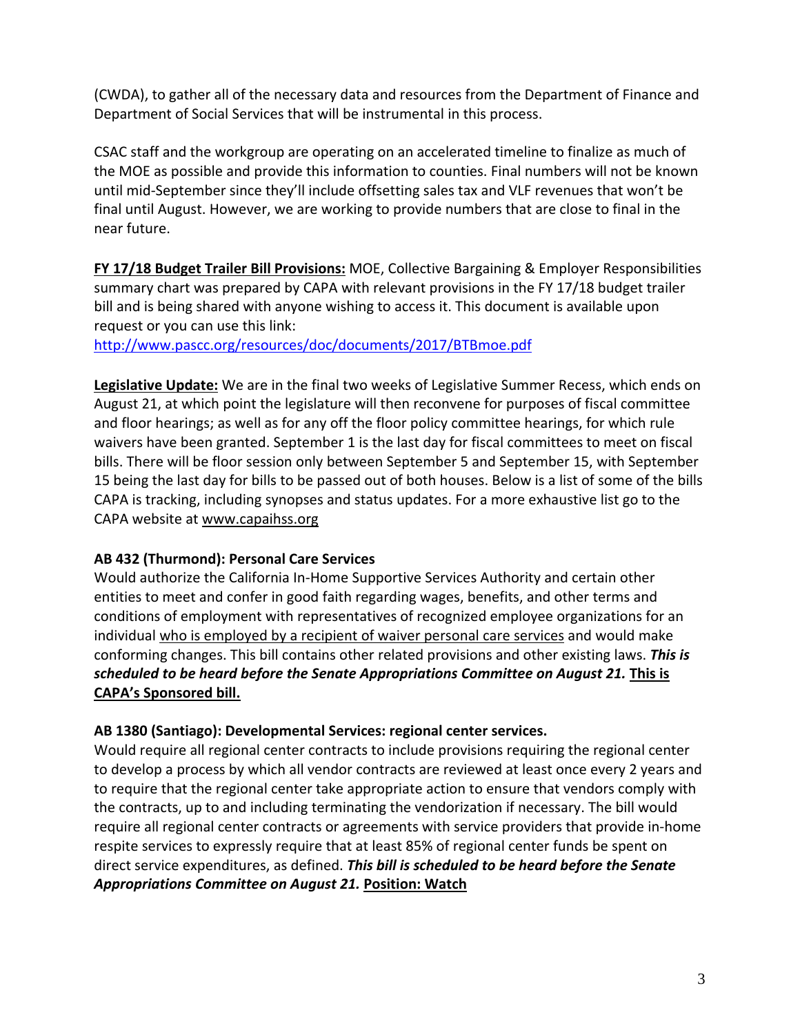(CWDA), to gather all of the necessary data and resources from the Department of Finance and Department of Social Services that will be instrumental in this process.

CSAC staff and the workgroup are operating on an accelerated timeline to finalize as much of the MOE as possible and provide this information to counties. Final numbers will not be known until mid-September since they'll include offsetting sales tax and VLF revenues that won't be final until August. However, we are working to provide numbers that are close to final in the near future.

<u>**FY 17/18 Budget Trailer Bill Provisions:**</u> MOE, Collective Bargaining & Employer Responsibilities summary chart was prepared by CAPA with relevant provisions in the FY 17/18 budget trailer bill and is being shared with anyone wishing to access it. This document is available upon request or you can use this link: http://www.pascc.org/resources/doc/documents/2017/BTBmoe.pdf

<u>**Legislative Update:**</u> We are in the final two weeks of Legislative Summer Recess, which ends on August 21, at which point the legislature will then reconvene for purposes of fiscal committee and floor hearings; as well as for any off the floor policy committee hearings, for which rule waivers have been granted. September 1 is the last day for fiscal committees to meet on fiscal bills. There will be floor session only between September 5 and September 15, with September 15 being the last day for bills to be passed out of both houses. Below is a list of some of the bills CAPA is tracking, including synopses and status updates. For a more exhaustive list go to the CAPA website at www.capaihss.org

**AB 432 (Thurmond): Personal Care Services**

Would authorize the California In-Home Supportive Services Authority and certain other entities to meet and confer in good faith regarding wages, benefits, and other terms and conditions of employment with representatives of recognized employee organizations for an individual <u>who is employed by a recipient of waiver personal care services</u> and would make conforming changes. This bill contains other related provisions and other existing laws. ***This is scheduled to be heard before the Senate Appropriations Committee on August 21.*** <u>**This is CAPA's Sponsored bill.**</u>

**AB 1380 (Santiago): Developmental Services: regional center services.**

Would require all regional center contracts to include provisions requiring the regional center to develop a process by which all vendor contracts are reviewed at least once every 2 years and to require that the regional center take appropriate action to ensure that vendors comply with the contracts, up to and including terminating the vendorization if necessary. The bill would require all regional center contracts or agreements with service providers that provide in-home respite services to expressly require that at least 85% of regional center funds be spent on direct service expenditures, as defined. ***This bill is scheduled to be heard before the Senate Appropriations Committee on August 21.*** <u>***Position: Watch***</u>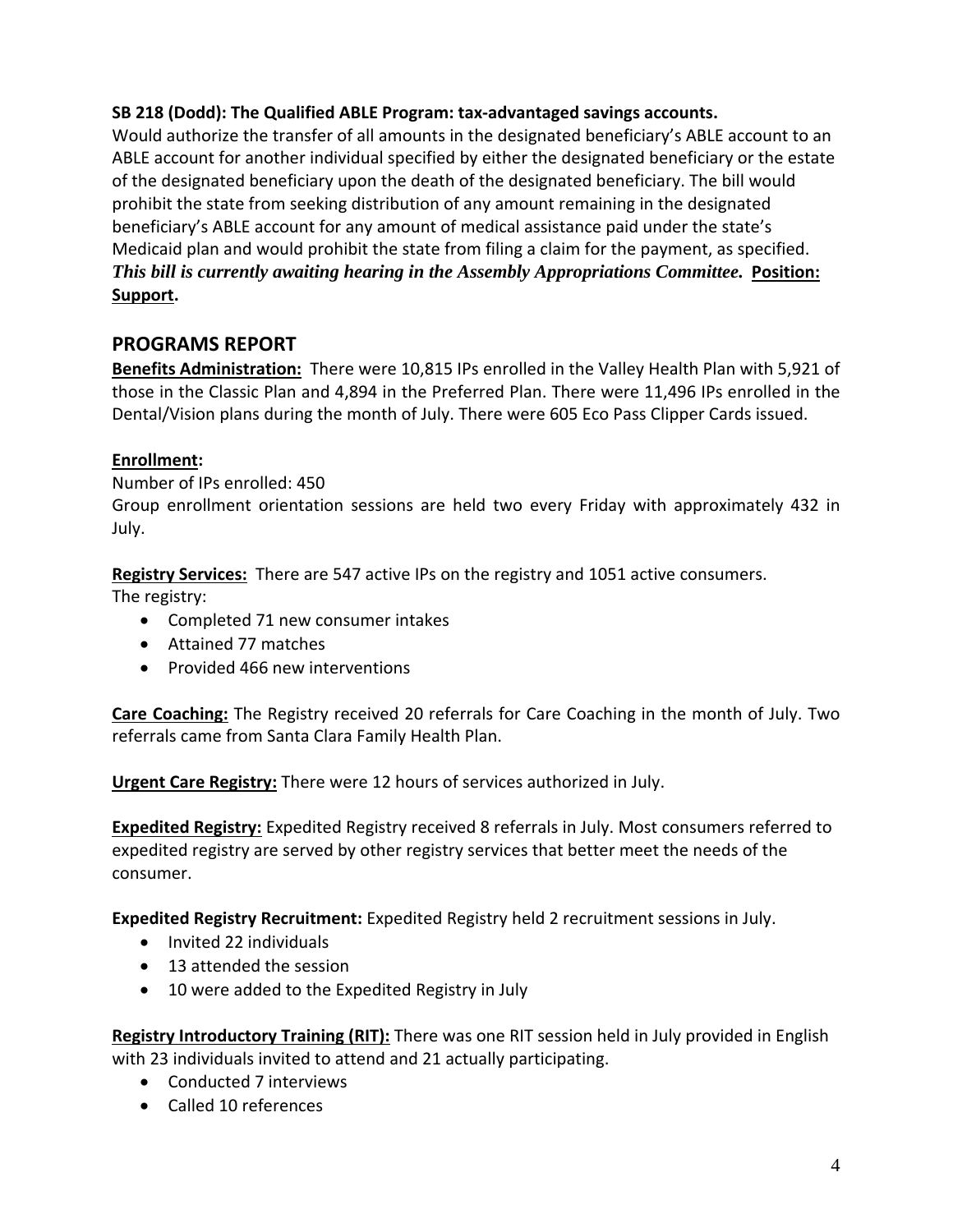**SB 218 (Dodd): The Qualified ABLE Program: tax-advantaged savings accounts.**
Would authorize the transfer of all amounts in the designated beneficiary's ABLE account to an ABLE account for another individual specified by either the designated beneficiary or the estate of the designated beneficiary upon the death of the designated beneficiary. The bill would prohibit the state from seeking distribution of any amount remaining in the designated beneficiary's ABLE account for any amount of medical assistance paid under the state's Medicaid plan and would prohibit the state from filing a claim for the payment, as specified. ***This bill is currently awaiting hearing in the Assembly Appropriations Committee.*** **Position: Support.**

## PROGRAMS REPORT

**Benefits Administration:** There were 10,815 IPs enrolled in the Valley Health Plan with 5,921 of those in the Classic Plan and 4,894 in the Preferred Plan. There were 11,496 IPs enrolled in the Dental/Vision plans during the month of July. There were 605 Eco Pass Clipper Cards issued.

**Enrollment:**
Number of IPs enrolled: 450
Group enrollment orientation sessions are held two every Friday with approximately 432 in July.

**Registry Services:** There are 547 active IPs on the registry and 1051 active consumers.
The registry:

- Completed 71 new consumer intakes
- Attained 77 matches
- Provided 466 new interventions

**Care Coaching:** The Registry received 20 referrals for Care Coaching in the month of July. Two referrals came from Santa Clara Family Health Plan.

**Urgent Care Registry:** There were 12 hours of services authorized in July.

**Expedited Registry:** Expedited Registry received 8 referrals in July. Most consumers referred to expedited registry are served by other registry services that better meet the needs of the consumer.

**Expedited Registry Recruitment:** Expedited Registry held 2 recruitment sessions in July.

- Invited 22 individuals
- 13 attended the session
- 10 were added to the Expedited Registry in July

**Registry Introductory Training (RIT):** There was one RIT session held in July provided in English with 23 individuals invited to attend and 21 actually participating.

- Conducted 7 interviews
- Called 10 references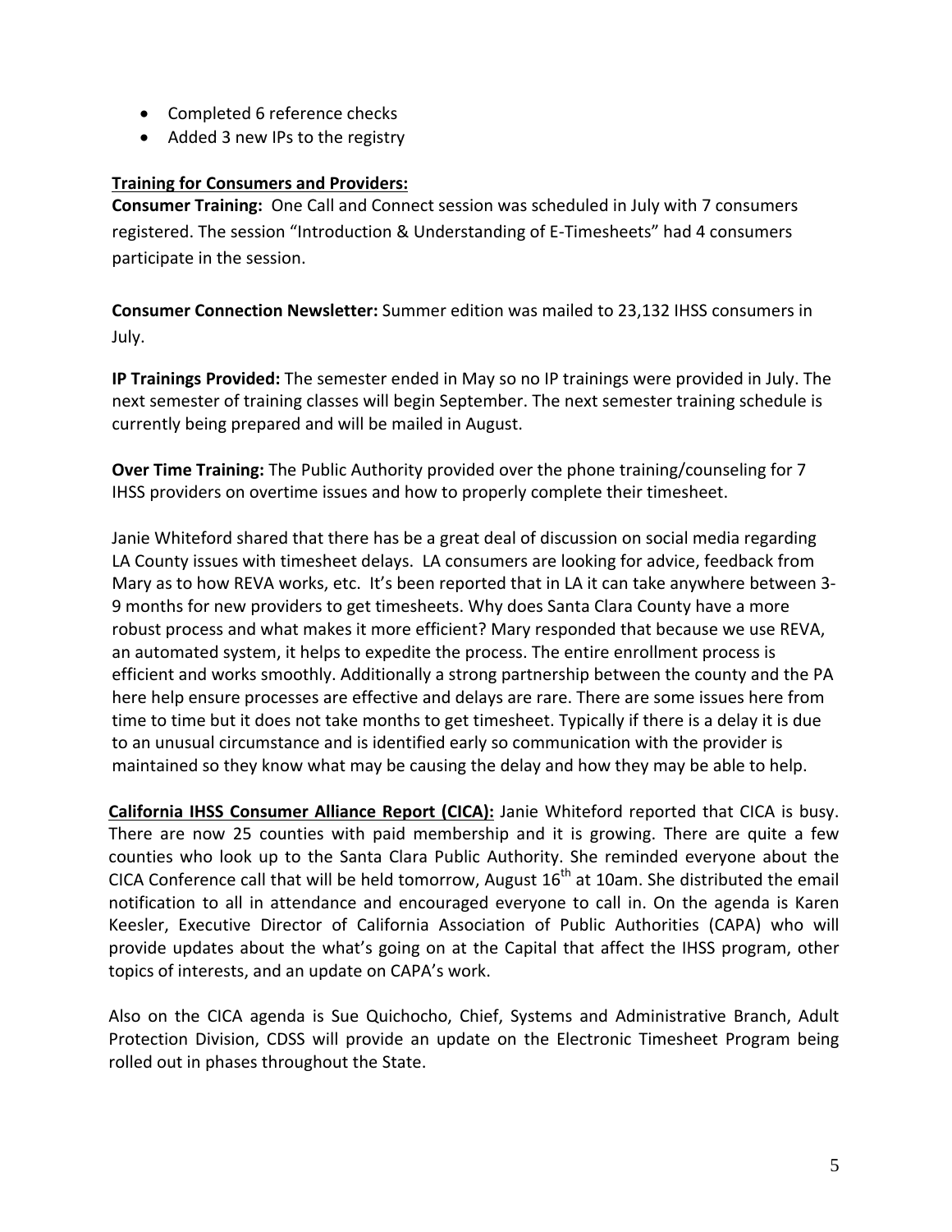- Completed 6 reference checks
- Added 3 new IPs to the registry

**Training for Consumers and Providers:**

**Consumer Training:** One Call and Connect session was scheduled in July with 7 consumers registered. The session "Introduction & Understanding of E-Timesheets" had 4 consumers participate in the session.

**Consumer Connection Newsletter:** Summer edition was mailed to 23,132 IHSS consumers in July.

**IP Trainings Provided:** The semester ended in May so no IP trainings were provided in July. The next semester of training classes will begin September. The next semester training schedule is currently being prepared and will be mailed in August.

**Over Time Training:** The Public Authority provided over the phone training/counseling for 7 IHSS providers on overtime issues and how to properly complete their timesheet.

Janie Whiteford shared that there has be a great deal of discussion on social media regarding LA County issues with timesheet delays. LA consumers are looking for advice, feedback from Mary as to how REVA works, etc. It's been reported that in LA it can take anywhere between 3-9 months for new providers to get timesheets. Why does Santa Clara County have a more robust process and what makes it more efficient? Mary responded that because we use REVA, an automated system, it helps to expedite the process. The entire enrollment process is efficient and works smoothly. Additionally a strong partnership between the county and the PA here help ensure processes are effective and delays are rare. There are some issues here from time to time but it does not take months to get timesheet. Typically if there is a delay it is due to an unusual circumstance and is identified early so communication with the provider is maintained so they know what may be causing the delay and how they may be able to help.

**California IHSS Consumer Alliance Report (CICA):** Janie Whiteford reported that CICA is busy. There are now 25 counties with paid membership and it is growing. There are quite a few counties who look up to the Santa Clara Public Authority. She reminded everyone about the CICA Conference call that will be held tomorrow, August 16th at 10am. She distributed the email notification to all in attendance and encouraged everyone to call in. On the agenda is Karen Keesler, Executive Director of California Association of Public Authorities (CAPA) who will provide updates about the what's going on at the Capital that affect the IHSS program, other topics of interests, and an update on CAPA's work.

Also on the CICA agenda is Sue Quichocho, Chief, Systems and Administrative Branch, Adult Protection Division, CDSS will provide an update on the Electronic Timesheet Program being rolled out in phases throughout the State.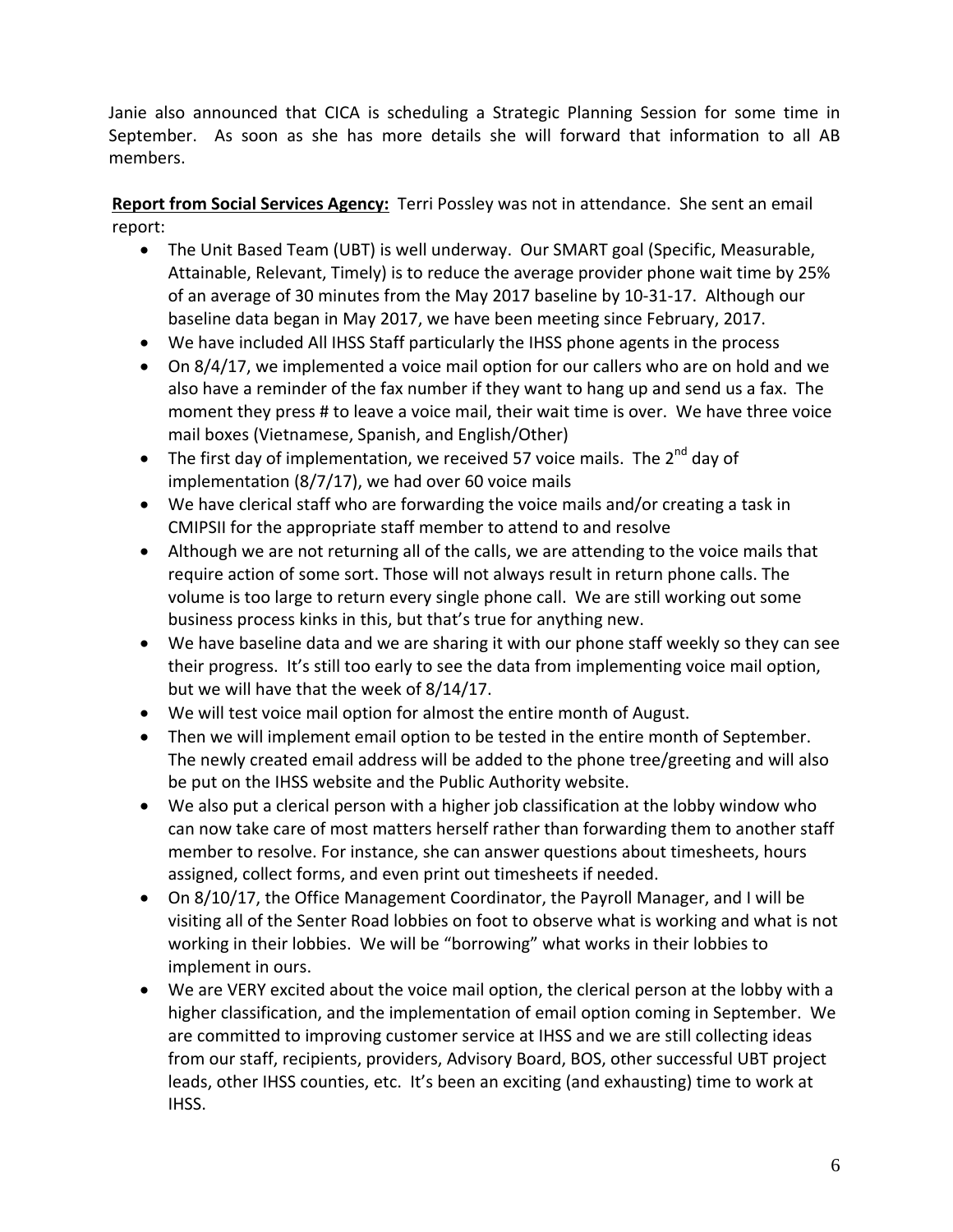Janie also announced that CICA is scheduling a Strategic Planning Session for some time in September. As soon as she has more details she will forward that information to all AB members.

**Report from Social Services Agency:** Terri Possley was not in attendance. She sent an email report:

- The Unit Based Team (UBT) is well underway. Our SMART goal (Specific, Measurable, Attainable, Relevant, Timely) is to reduce the average provider phone wait time by 25% of an average of 30 minutes from the May 2017 baseline by 10-31-17. Although our baseline data began in May 2017, we have been meeting since February, 2017.
- We have included All IHSS Staff particularly the IHSS phone agents in the process
- On 8/4/17, we implemented a voice mail option for our callers who are on hold and we also have a reminder of the fax number if they want to hang up and send us a fax. The moment they press # to leave a voice mail, their wait time is over. We have three voice mail boxes (Vietnamese, Spanish, and English/Other)
- The first day of implementation, we received 57 voice mails. The 2nd day of implementation (8/7/17), we had over 60 voice mails
- We have clerical staff who are forwarding the voice mails and/or creating a task in CMIPSII for the appropriate staff member to attend to and resolve
- Although we are not returning all of the calls, we are attending to the voice mails that require action of some sort. Those will not always result in return phone calls. The volume is too large to return every single phone call. We are still working out some business process kinks in this, but that's true for anything new.
- We have baseline data and we are sharing it with our phone staff weekly so they can see their progress. It's still too early to see the data from implementing voice mail option, but we will have that the week of 8/14/17.
- We will test voice mail option for almost the entire month of August.
- Then we will implement email option to be tested in the entire month of September. The newly created email address will be added to the phone tree/greeting and will also be put on the IHSS website and the Public Authority website.
- We also put a clerical person with a higher job classification at the lobby window who can now take care of most matters herself rather than forwarding them to another staff member to resolve. For instance, she can answer questions about timesheets, hours assigned, collect forms, and even print out timesheets if needed.
- On 8/10/17, the Office Management Coordinator, the Payroll Manager, and I will be visiting all of the Senter Road lobbies on foot to observe what is working and what is not working in their lobbies. We will be "borrowing" what works in their lobbies to implement in ours.
- We are VERY excited about the voice mail option, the clerical person at the lobby with a higher classification, and the implementation of email option coming in September. We are committed to improving customer service at IHSS and we are still collecting ideas from our staff, recipients, providers, Advisory Board, BOS, other successful UBT project leads, other IHSS counties, etc. It's been an exciting (and exhausting) time to work at IHSS.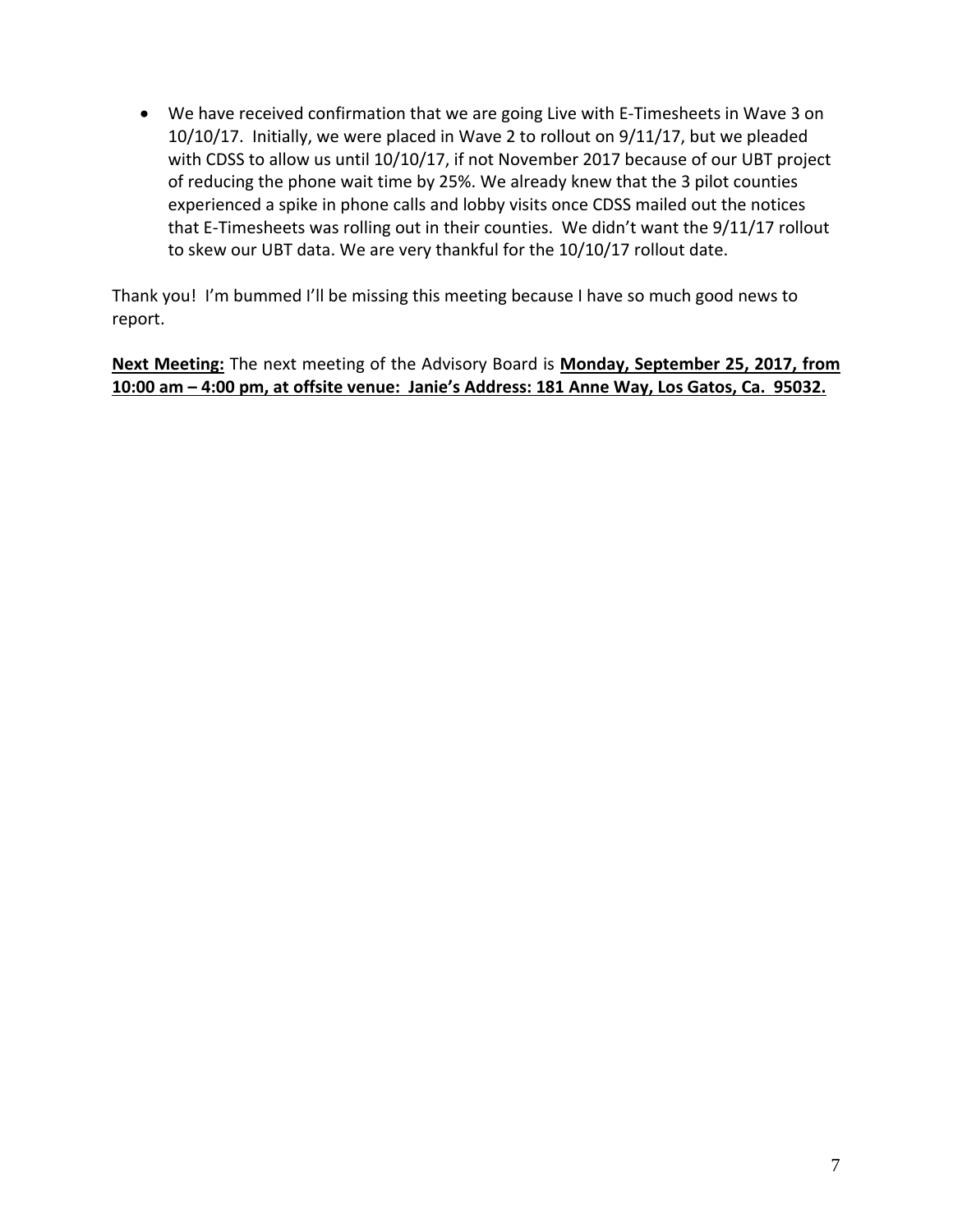- We have received confirmation that we are going Live with E-Timesheets in Wave 3 on 10/10/17. Initially, we were placed in Wave 2 to rollout on 9/11/17, but we pleaded with CDSS to allow us until 10/10/17, if not November 2017 because of our UBT project of reducing the phone wait time by 25%. We already knew that the 3 pilot counties experienced a spike in phone calls and lobby visits once CDSS mailed out the notices that E-Timesheets was rolling out in their counties. We didn't want the 9/11/17 rollout to skew our UBT data. We are very thankful for the 10/10/17 rollout date.

Thank you! I'm bummed I'll be missing this meeting because I have so much good news to report.

**Next Meeting:** The next meeting of the Advisory Board is **Monday, September 25, 2017, from 10:00 am – 4:00 pm, at offsite venue: Janie's Address: 181 Anne Way, Los Gatos, Ca. 95032.**